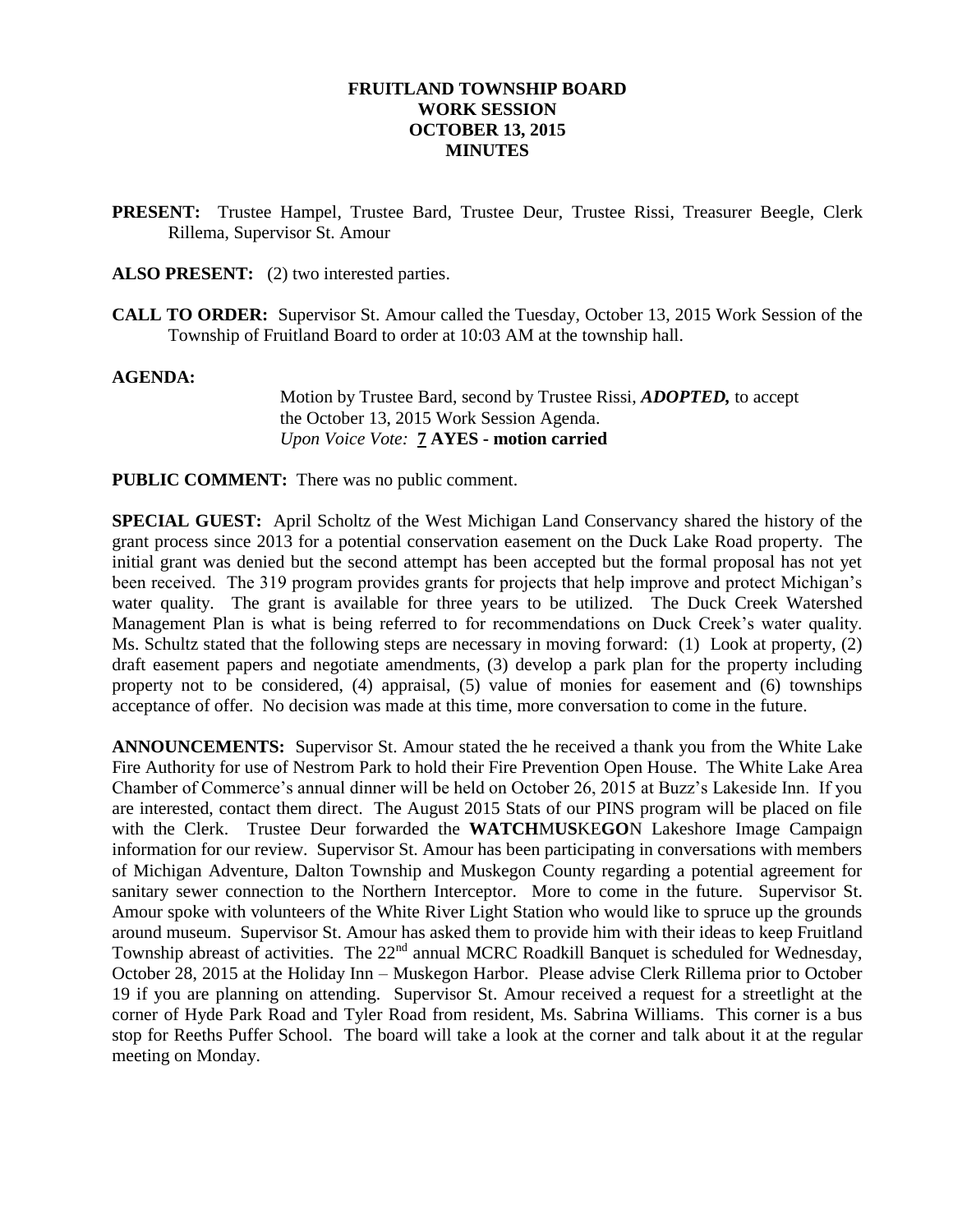**FRUITLAND TOWNSHIP BOARD**
**WORK SESSION**
**OCTOBER 13, 2015**
**MINUTES**

**PRESENT:** Trustee Hampel, Trustee Bard, Trustee Deur, Trustee Rissi, Treasurer Beegle, Clerk Rillema, Supervisor St. Amour

**ALSO PRESENT:** (2) two interested parties.

**CALL TO ORDER:** Supervisor St. Amour called the Tuesday, October 13, 2015 Work Session of the Township of Fruitland Board to order at 10:03 AM at the township hall.

**AGENDA:**

Motion by Trustee Bard, second by Trustee Rissi, ***ADOPTED,*** to accept the October 13, 2015 Work Session Agenda.
*Upon Voice Vote:* **7 AYES - motion carried**

**PUBLIC COMMENT:** There was no public comment.

**SPECIAL GUEST:** April Scholtz of the West Michigan Land Conservancy shared the history of the grant process since 2013 for a potential conservation easement on the Duck Lake Road property. The initial grant was denied but the second attempt has been accepted but the formal proposal has not yet been received. The 319 program provides grants for projects that help improve and protect Michigan's water quality. The grant is available for three years to be utilized. The Duck Creek Watershed Management Plan is what is being referred to for recommendations on Duck Creek's water quality. Ms. Schultz stated that the following steps are necessary in moving forward: (1) Look at property, (2) draft easement papers and negotiate amendments, (3) develop a park plan for the property including property not to be considered, (4) appraisal, (5) value of monies for easement and (6) townships acceptance of offer. No decision was made at this time, more conversation to come in the future.

**ANNOUNCEMENTS:** Supervisor St. Amour stated the he received a thank you from the White Lake Fire Authority for use of Nestrom Park to hold their Fire Prevention Open House. The White Lake Area Chamber of Commerce's annual dinner will be held on October 26, 2015 at Buzz's Lakeside Inn. If you are interested, contact them direct. The August 2015 Stats of our PINS program will be placed on file with the Clerk. Trustee Deur forwarded the **WATCH**M**US**KE**GO**N Lakeshore Image Campaign information for our review. Supervisor St. Amour has been participating in conversations with members of Michigan Adventure, Dalton Township and Muskegon County regarding a potential agreement for sanitary sewer connection to the Northern Interceptor. More to come in the future. Supervisor St. Amour spoke with volunteers of the White River Light Station who would like to spruce up the grounds around museum. Supervisor St. Amour has asked them to provide him with their ideas to keep Fruitland Township abreast of activities. The 22nd annual MCRC Roadkill Banquet is scheduled for Wednesday, October 28, 2015 at the Holiday Inn – Muskegon Harbor. Please advise Clerk Rillema prior to October 19 if you are planning on attending. Supervisor St. Amour received a request for a streetlight at the corner of Hyde Park Road and Tyler Road from resident, Ms. Sabrina Williams. This corner is a bus stop for Reeths Puffer School. The board will take a look at the corner and talk about it at the regular meeting on Monday.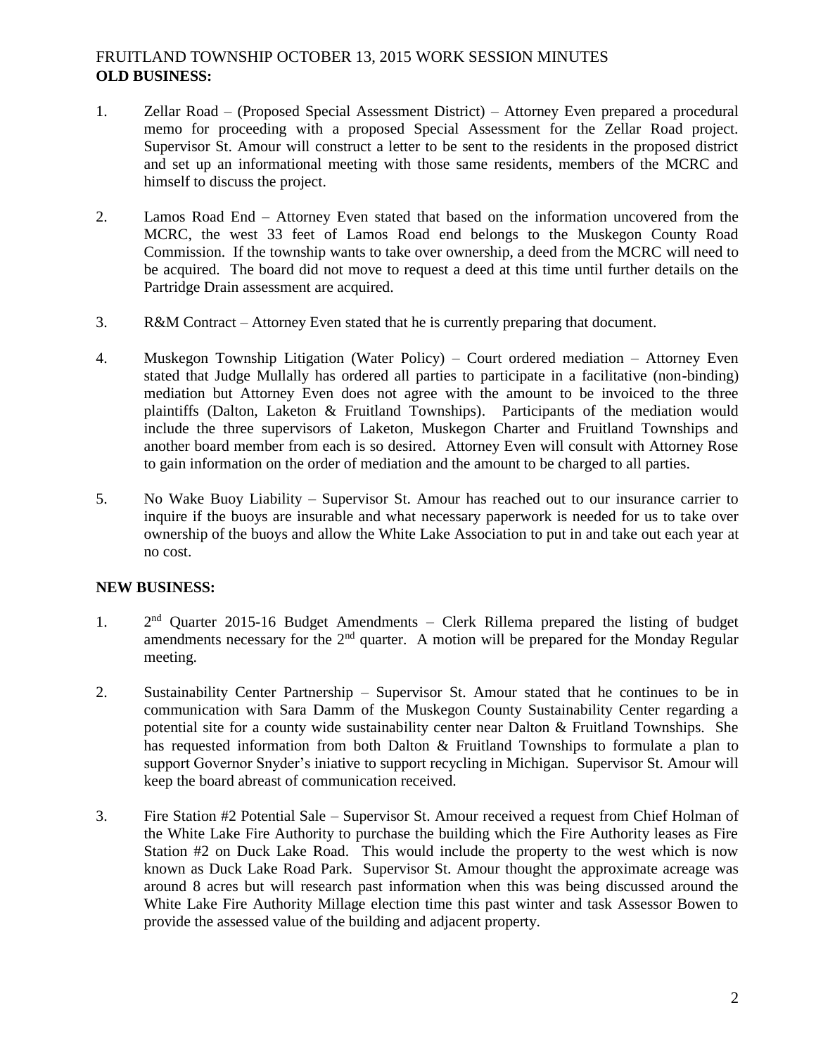FRUITLAND TOWNSHIP OCTOBER 13, 2015 WORK SESSION MINUTES

**OLD BUSINESS:**

1. Zellar Road – (Proposed Special Assessment District) – Attorney Even prepared a procedural memo for proceeding with a proposed Special Assessment for the Zellar Road project. Supervisor St. Amour will construct a letter to be sent to the residents in the proposed district and set up an informational meeting with those same residents, members of the MCRC and himself to discuss the project.

2. Lamos Road End – Attorney Even stated that based on the information uncovered from the MCRC, the west 33 feet of Lamos Road end belongs to the Muskegon County Road Commission. If the township wants to take over ownership, a deed from the MCRC will need to be acquired. The board did not move to request a deed at this time until further details on the Partridge Drain assessment are acquired.

3. R&M Contract – Attorney Even stated that he is currently preparing that document.

4. Muskegon Township Litigation (Water Policy) – Court ordered mediation – Attorney Even stated that Judge Mullally has ordered all parties to participate in a facilitative (non-binding) mediation but Attorney Even does not agree with the amount to be invoiced to the three plaintiffs (Dalton, Laketon & Fruitland Townships). Participants of the mediation would include the three supervisors of Laketon, Muskegon Charter and Fruitland Townships and another board member from each is so desired. Attorney Even will consult with Attorney Rose to gain information on the order of mediation and the amount to be charged to all parties.

5. No Wake Buoy Liability – Supervisor St. Amour has reached out to our insurance carrier to inquire if the buoys are insurable and what necessary paperwork is needed for us to take over ownership of the buoys and allow the White Lake Association to put in and take out each year at no cost.

**NEW BUSINESS:**

1. 2nd Quarter 2015-16 Budget Amendments – Clerk Rillema prepared the listing of budget amendments necessary for the 2nd quarter. A motion will be prepared for the Monday Regular meeting.

2. Sustainability Center Partnership – Supervisor St. Amour stated that he continues to be in communication with Sara Damm of the Muskegon County Sustainability Center regarding a potential site for a county wide sustainability center near Dalton & Fruitland Townships. She has requested information from both Dalton & Fruitland Townships to formulate a plan to support Governor Snyder's iniative to support recycling in Michigan. Supervisor St. Amour will keep the board abreast of communication received.

3. Fire Station #2 Potential Sale – Supervisor St. Amour received a request from Chief Holman of the White Lake Fire Authority to purchase the building which the Fire Authority leases as Fire Station #2 on Duck Lake Road. This would include the property to the west which is now known as Duck Lake Road Park. Supervisor St. Amour thought the approximate acreage was around 8 acres but will research past information when this was being discussed around the White Lake Fire Authority Millage election time this past winter and task Assessor Bowen to provide the assessed value of the building and adjacent property.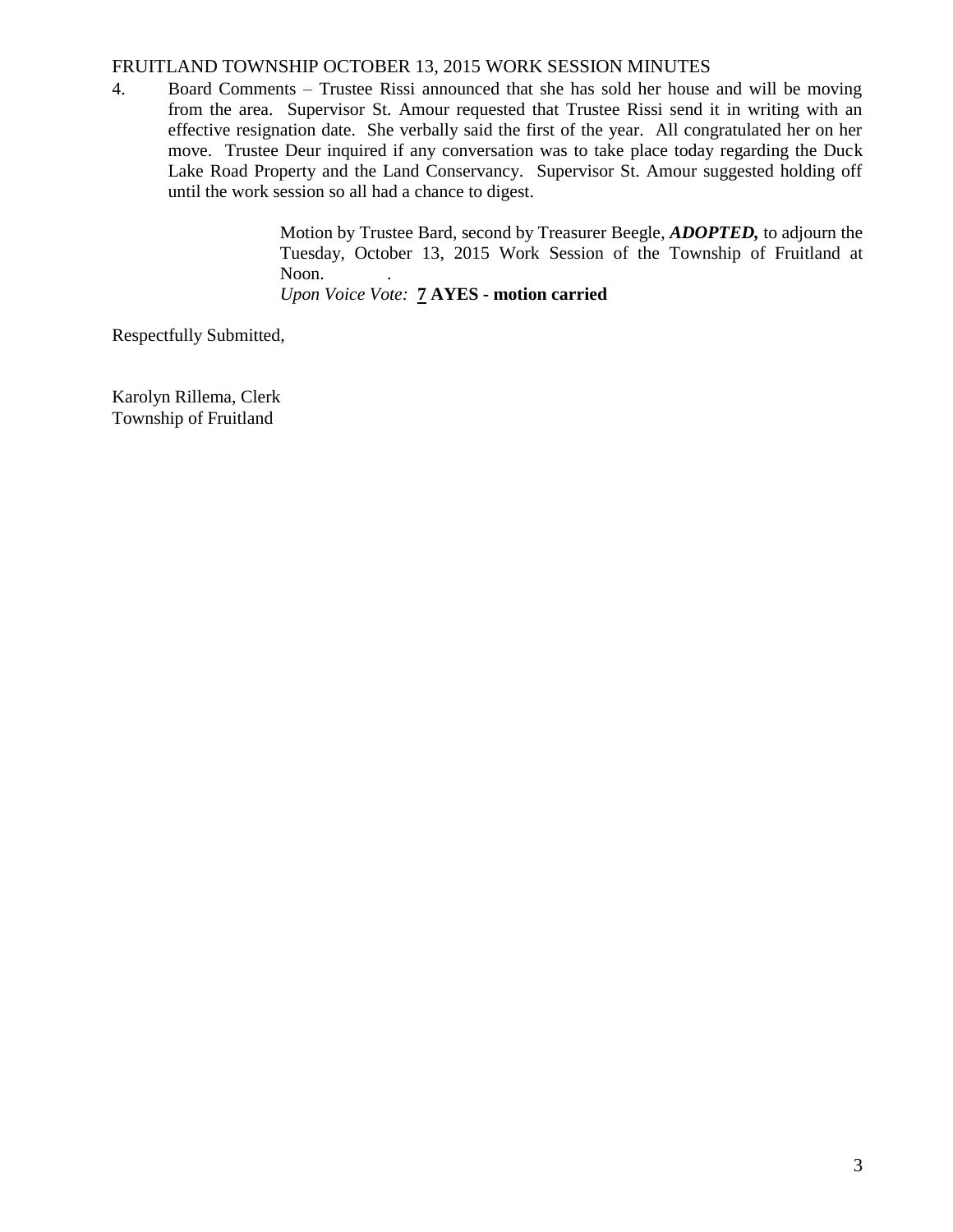4. Board Comments – Trustee Rissi announced that she has sold her house and will be moving from the area. Supervisor St. Amour requested that Trustee Rissi send it in writing with an effective resignation date. She verbally said the first of the year. All congratulated her on her move. Trustee Deur inquired if any conversation was to take place today regarding the Duck Lake Road Property and the Land Conservancy. Supervisor St. Amour suggested holding off until the work session so all had a chance to digest.

> Motion by Trustee Bard, second by Treasurer Beegle, ***ADOPTED,*** to adjourn the Tuesday, October 13, 2015 Work Session of the Township of Fruitland at Noon. .
> *Upon Voice Vote:* **7 AYES - motion carried**

Respectfully Submitted,

Karolyn Rillema, Clerk
Township of Fruitland